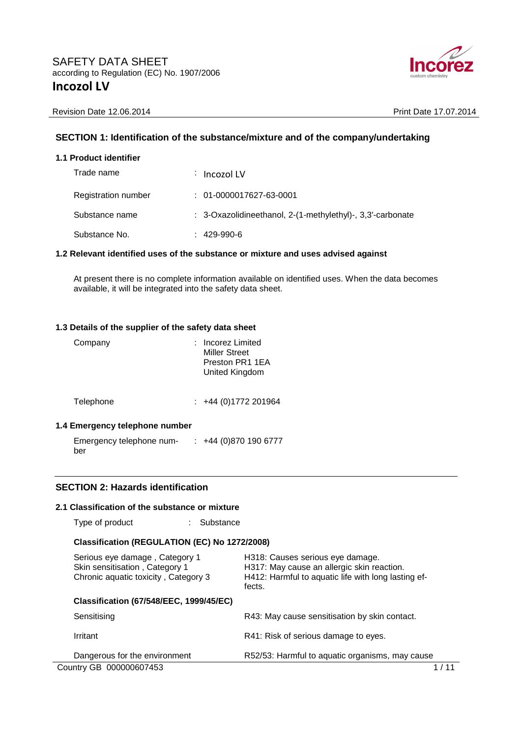# SAFETY DATA SHEET

according to Regulation (EC) No. 1907/2006

**Incozol LV**

Revision Date 12.06.2014 | Print Date 17.07.2014

## SECTION 1: Identification of the substance/mixture and of the company/undertaking

### 1.1 Product identifier

| | |
|---|---|
| Trade name | : Incozol LV |
| Registration number | : 01-0000017627-63-0001 |
| Substance name | : 3-Oxazolidineethanol, 2-(1-methylethyl)-, 3,3'-carbonate |
| Substance No. | : 429-990-6 |

### 1.2 Relevant identified uses of the substance or mixture and uses advised against

At present there is no complete information available on identified uses. When the data becomes available, it will be integrated into the safety data sheet.

### 1.3 Details of the supplier of the safety data sheet

| | |
|---|---|
| Company | : Incorez Limited<br>Miller Street<br>Preston PR1 1EA<br>United Kingdom |
| Telephone | : +44 (0)1772 201964 |

### 1.4 Emergency telephone number

| | |
|---|---|
| Emergency telephone number | : +44 (0)870 190 6777 |

## SECTION 2: Hazards identification

### 2.1 Classification of the substance or mixture

Type of product : Substance

**Classification (REGULATION (EC) No 1272/2008)**

| | |
|---|---|
| Serious eye damage , Category 1 | H318: Causes serious eye damage. |
| Skin sensitisation , Category 1 | H317: May cause an allergic skin reaction. |
| Chronic aquatic toxicity , Category 3 | H412: Harmful to aquatic life with long lasting effects. |

**Classification (67/548/EEC, 1999/45/EC)**

| | |
|---|---|
| Sensitising | R43: May cause sensitisation by skin contact. |
| Irritant | R41: Risk of serious damage to eyes. |
| Dangerous for the environment | R52/53: Harmful to aquatic organisms, may cause |

Country GB 000000607453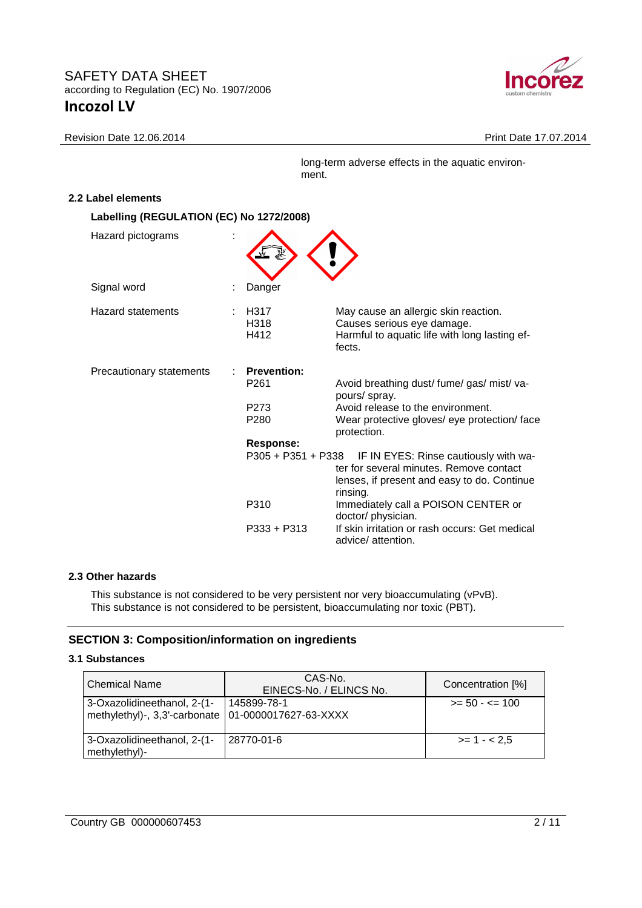long-term adverse effects in the aquatic environment.

### 2.2 Label elements

**Labelling (REGULATION (EC) No 1272/2008)**

Hazard pictograms :

Signal word : Danger

| | | |
|---|---|---|
| Hazard statements : | H317 | May cause an allergic skin reaction. |
| | H318 | Causes serious eye damage. |
| | H412 | Harmful to aquatic life with long lasting effects. |
| Precautionary statements : | **Prevention:** | |
| | P261 | Avoid breathing dust/ fume/ gas/ mist/ vapours/ spray. |
| | P273 | Avoid release to the environment. |
| | P280 | Wear protective gloves/ eye protection/ face protection. |
| | **Response:** | |
| | P305 + P351 + P338 | IF IN EYES: Rinse cautiously with water for several minutes. Remove contact lenses, if present and easy to do. Continue rinsing. |
| | P310 | Immediately call a POISON CENTER or doctor/ physician. |
| | P333 + P313 | If skin irritation or rash occurs: Get medical advice/ attention. |

### 2.3 Other hazards

This substance is not considered to be very persistent nor very bioaccumulating (vPvB).
This substance is not considered to be persistent, bioaccumulating nor toxic (PBT).

## SECTION 3: Composition/information on ingredients

### 3.1 Substances

| Chemical Name | CAS-No. EINECS-No. / ELINCS No. | Concentration [%] |
|---|---|---|
| 3-Oxazolidineethanol, 2-(1-methylethyl)-, 3,3'-carbonate | 145899-78-1 01-0000017627-63-XXXX | >= 50 - <= 100 |
| 3-Oxazolidineethanol, 2-(1-methylethyl)- | 28770-01-6 | >= 1 - < 2,5 |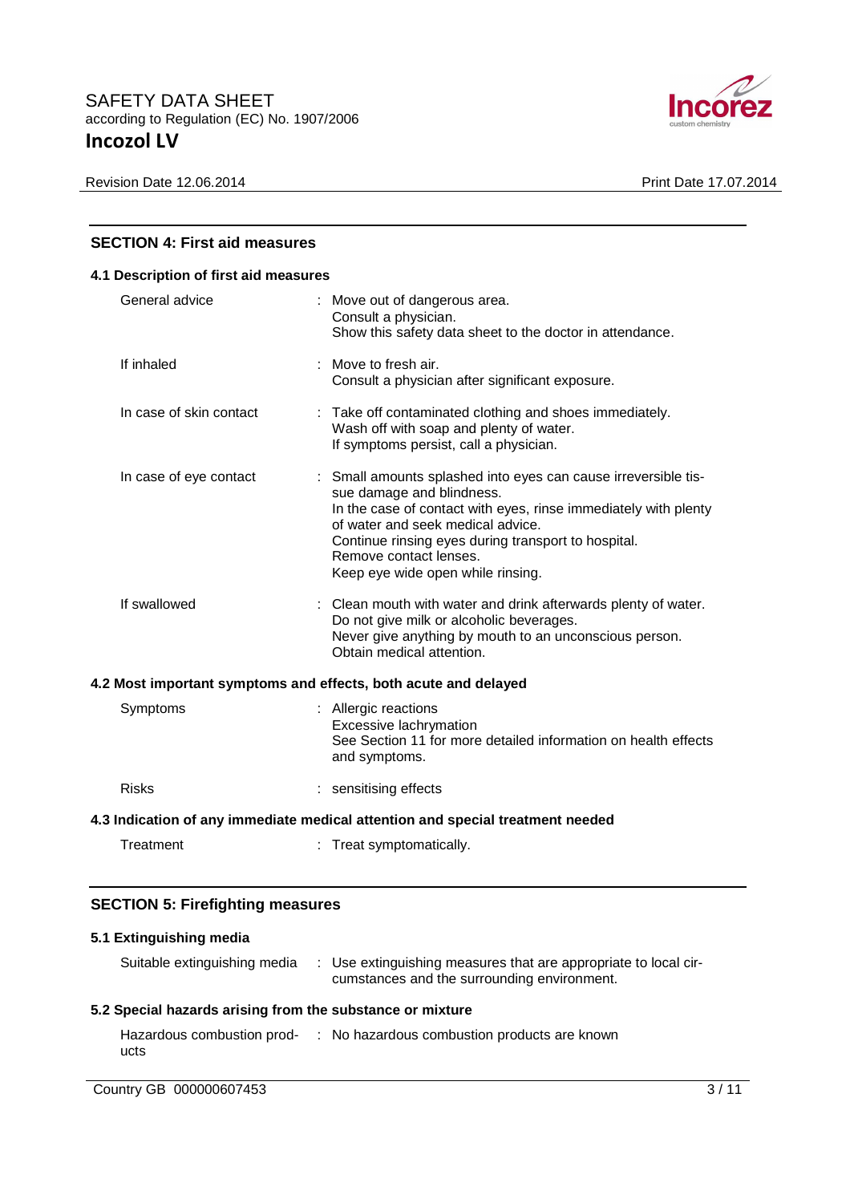## SECTION 4: First aid measures

### 4.1 Description of first aid measures

| | |
|---|---|
| General advice | : Move out of dangerous area.<br>Consult a physician.<br>Show this safety data sheet to the doctor in attendance. |
| If inhaled | : Move to fresh air.<br>Consult a physician after significant exposure. |
| In case of skin contact | : Take off contaminated clothing and shoes immediately.<br>Wash off with soap and plenty of water.<br>If symptoms persist, call a physician. |
| In case of eye contact | : Small amounts splashed into eyes can cause irreversible tissue damage and blindness.<br>In the case of contact with eyes, rinse immediately with plenty of water and seek medical advice.<br>Continue rinsing eyes during transport to hospital.<br>Remove contact lenses.<br>Keep eye wide open while rinsing. |
| If swallowed | : Clean mouth with water and drink afterwards plenty of water.<br>Do not give milk or alcoholic beverages.<br>Never give anything by mouth to an unconscious person.<br>Obtain medical attention. |

### 4.2 Most important symptoms and effects, both acute and delayed

| | |
|---|---|
| Symptoms | : Allergic reactions<br>Excessive lachrymation<br>See Section 11 for more detailed information on health effects and symptoms. |
| Risks | : sensitising effects |

### 4.3 Indication of any immediate medical attention and special treatment needed

| | |
|---|---|
| Treatment | : Treat symptomatically. |

## SECTION 5: Firefighting measures

### 5.1 Extinguishing media

| | |
|---|---|
| Suitable extinguishing media | : Use extinguishing measures that are appropriate to local circumstances and the surrounding environment. |

### 5.2 Special hazards arising from the substance or mixture

| | |
|---|---|
| Hazardous combustion products | : No hazardous combustion products are known |

Country GB 000000607453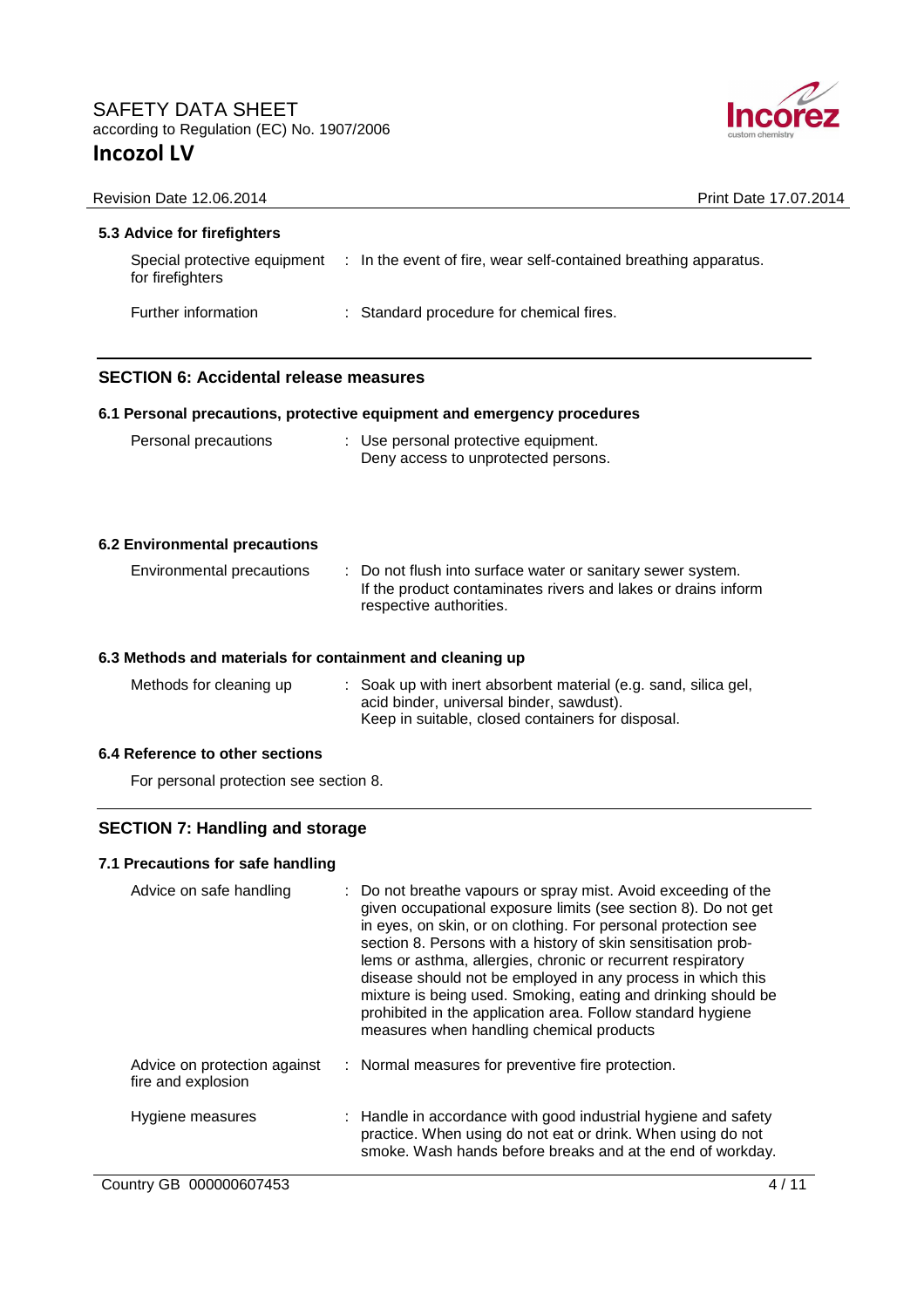### 5.3 Advice for firefighters

| | |
|---|---|
| Special protective equipment for firefighters | : In the event of fire, wear self-contained breathing apparatus. |
| Further information | : Standard procedure for chemical fires. |

## SECTION 6: Accidental release measures

### 6.1 Personal precautions, protective equipment and emergency procedures

| | |
|---|---|
| Personal precautions | : Use personal protective equipment. Deny access to unprotected persons. |

### 6.2 Environmental precautions

| | |
|---|---|
| Environmental precautions | : Do not flush into surface water or sanitary sewer system. If the product contaminates rivers and lakes or drains inform respective authorities. |

### 6.3 Methods and materials for containment and cleaning up

| | |
|---|---|
| Methods for cleaning up | : Soak up with inert absorbent material (e.g. sand, silica gel, acid binder, universal binder, sawdust). Keep in suitable, closed containers for disposal. |

### 6.4 Reference to other sections

For personal protection see section 8.

## SECTION 7: Handling and storage

### 7.1 Precautions for safe handling

| | |
|---|---|
| Advice on safe handling | : Do not breathe vapours or spray mist. Avoid exceeding of the given occupational exposure limits (see section 8). Do not get in eyes, on skin, or on clothing. For personal protection see section 8. Persons with a history of skin sensitisation problems or asthma, allergies, chronic or recurrent respiratory disease should not be employed in any process in which this mixture is being used. Smoking, eating and drinking should be prohibited in the application area. Follow standard hygiene measures when handling chemical products |
| Advice on protection against fire and explosion | : Normal measures for preventive fire protection. |
| Hygiene measures | : Handle in accordance with good industrial hygiene and safety practice. When using do not eat or drink. When using do not smoke. Wash hands before breaks and at the end of workday. |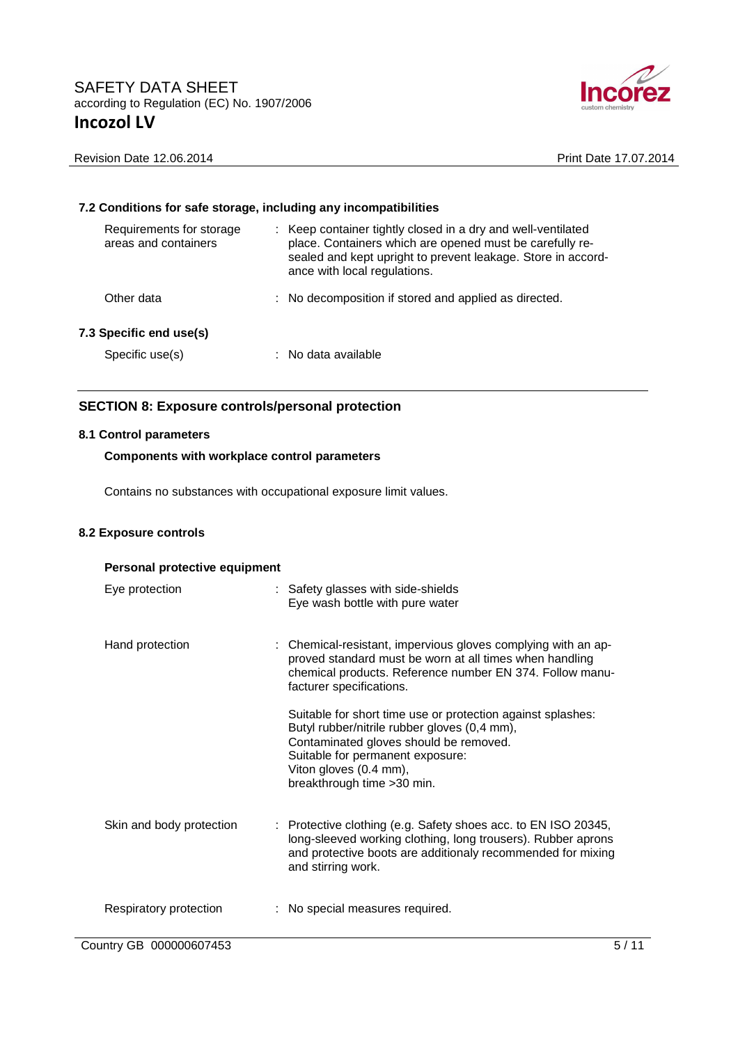### 7.2 Conditions for safe storage, including any incompatibilities

| | |
|---|---|
| Requirements for storage areas and containers | : Keep container tightly closed in a dry and well-ventilated place. Containers which are opened must be carefully resealed and kept upright to prevent leakage. Store in accordance with local regulations. |
| Other data | : No decomposition if stored and applied as directed. |

### 7.3 Specific end use(s)

| | |
|---|---|
| Specific use(s) | : No data available |

## SECTION 8: Exposure controls/personal protection

### 8.1 Control parameters

**Components with workplace control parameters**

Contains no substances with occupational exposure limit values.

### 8.2 Exposure controls

**Personal protective equipment**

| | |
|---|---|
| Eye protection | : Safety glasses with side-shields<br>Eye wash bottle with pure water |
| Hand protection | : Chemical-resistant, impervious gloves complying with an approved standard must be worn at all times when handling chemical products. Reference number EN 374. Follow manufacturer specifications.<br><br>Suitable for short time use or protection against splashes:<br>Butyl rubber/nitrile rubber gloves (0,4 mm),<br>Contaminated gloves should be removed.<br>Suitable for permanent exposure:<br>Viton gloves (0.4 mm),<br>breakthrough time >30 min. |
| Skin and body protection | : Protective clothing (e.g. Safety shoes acc. to EN ISO 20345, long-sleeved working clothing, long trousers). Rubber aprons and protective boots are additionaly recommended for mixing and stirring work. |
| Respiratory protection | : No special measures required. |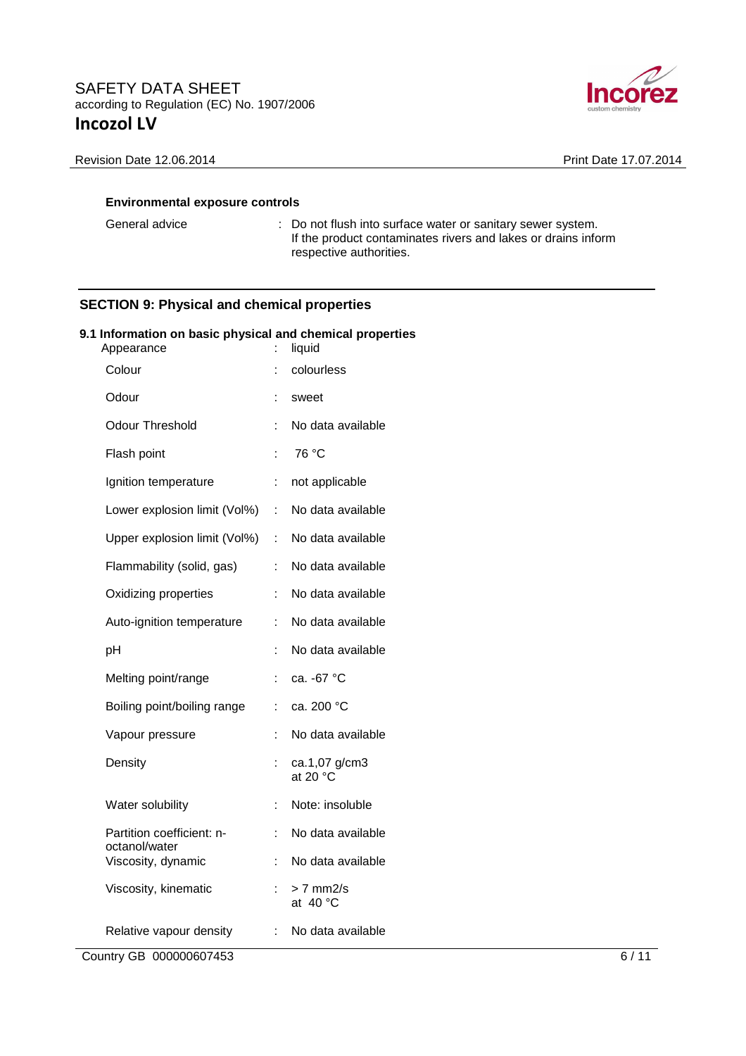**Environmental exposure controls**

| | | |
|---|---|---|
| General advice | : | Do not flush into surface water or sanitary sewer system. If the product contaminates rivers and lakes or drains inform respective authorities. |

## SECTION 9: Physical and chemical properties

### 9.1 Information on basic physical and chemical properties

| | | |
|---|---|---|
| Appearance | : | liquid |
| Colour | : | colourless |
| Odour | : | sweet |
| Odour Threshold | : | No data available |
| Flash point | : | 76 °C |
| Ignition temperature | : | not applicable |
| Lower explosion limit (Vol%) | : | No data available |
| Upper explosion limit (Vol%) | : | No data available |
| Flammability (solid, gas) | : | No data available |
| Oxidizing properties | : | No data available |
| Auto-ignition temperature | : | No data available |
| pH | : | No data available |
| Melting point/range | : | ca. -67 °C |
| Boiling point/boiling range | : | ca. 200 °C |
| Vapour pressure | : | No data available |
| Density | : | ca.1,07 g/cm3 at 20 °C |
| Water solubility | : | Note: insoluble |
| Partition coefficient: n-octanol/water | : | No data available |
| Viscosity, dynamic | : | No data available |
| Viscosity, kinematic | : | > 7 mm2/s at 40 °C |
| Relative vapour density | : | No data available |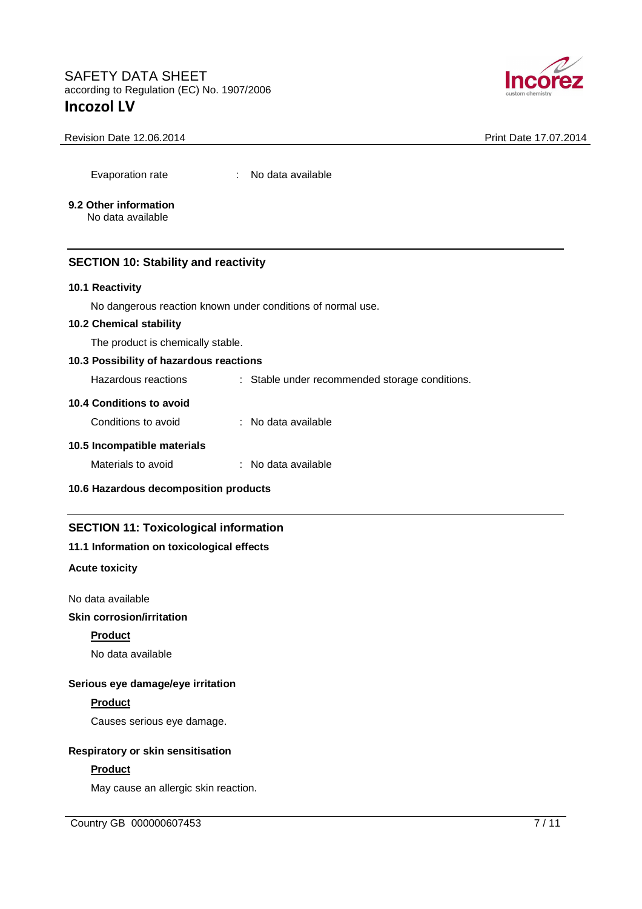Evaporation rate : No data available

### 9.2 Other information

No data available

## SECTION 10: Stability and reactivity

### 10.1 Reactivity

No dangerous reaction known under conditions of normal use.

### 10.2 Chemical stability

The product is chemically stable.

### 10.3 Possibility of hazardous reactions

Hazardous reactions : Stable under recommended storage conditions.

### 10.4 Conditions to avoid

Conditions to avoid : No data available

### 10.5 Incompatible materials

Materials to avoid : No data available

### 10.6 Hazardous decomposition products

## SECTION 11: Toxicological information

### 11.1 Information on toxicological effects

**Acute toxicity**

No data available

**Skin corrosion/irritation**

**Product**

No data available

**Serious eye damage/eye irritation**

**Product**

Causes serious eye damage.

**Respiratory or skin sensitisation**

**Product**

May cause an allergic skin reaction.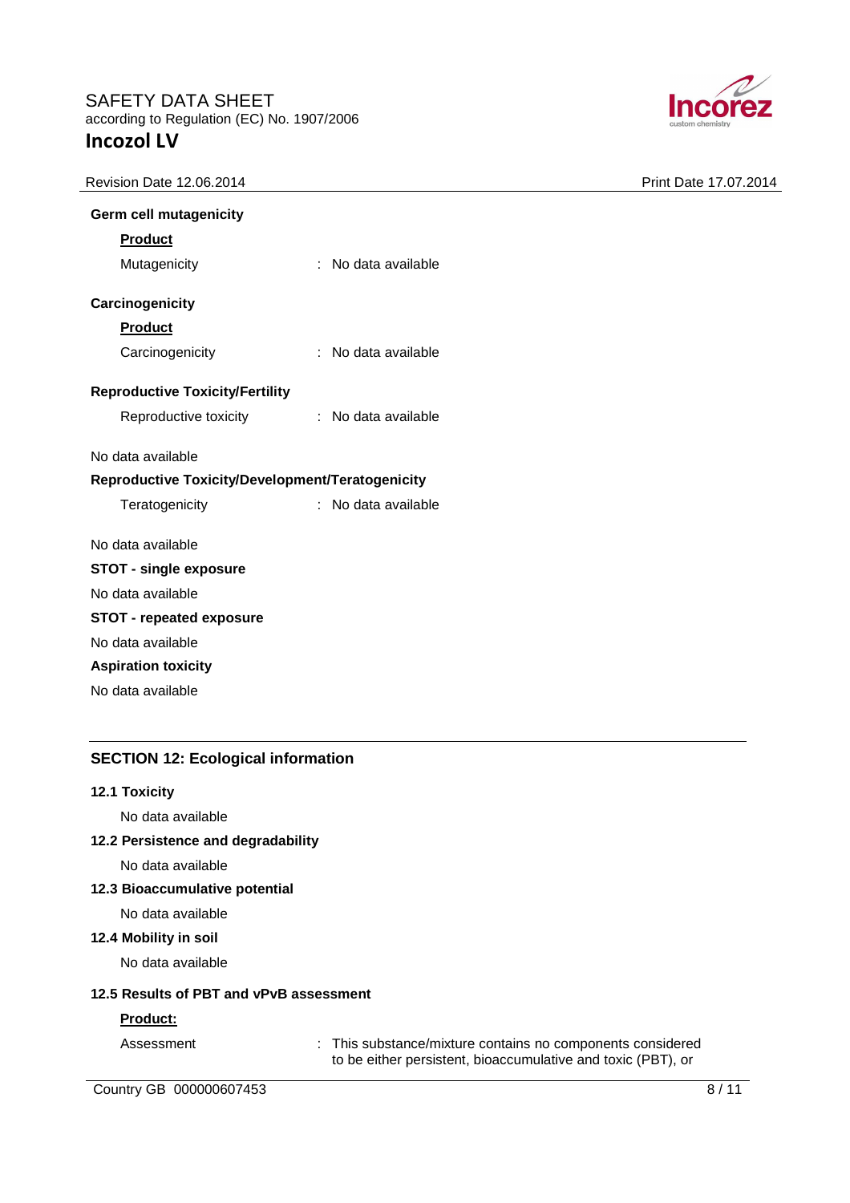**Germ cell mutagenicity**

**Product**

Mutagenicity : No data available

**Carcinogenicity**

**Product**

Carcinogenicity : No data available

**Reproductive Toxicity/Fertility**

Reproductive toxicity : No data available

No data available

**Reproductive Toxicity/Development/Teratogenicity**

Teratogenicity : No data available

No data available

**STOT - single exposure**

No data available

**STOT - repeated exposure**

No data available

**Aspiration toxicity**

No data available

## SECTION 12: Ecological information

**12.1 Toxicity**

No data available

**12.2 Persistence and degradability**

No data available

**12.3 Bioaccumulative potential**

No data available

**12.4 Mobility in soil**

No data available

**12.5 Results of PBT and vPvB assessment**

**Product:**

Assessment : This substance/mixture contains no components considered to be either persistent, bioaccumulative and toxic (PBT), or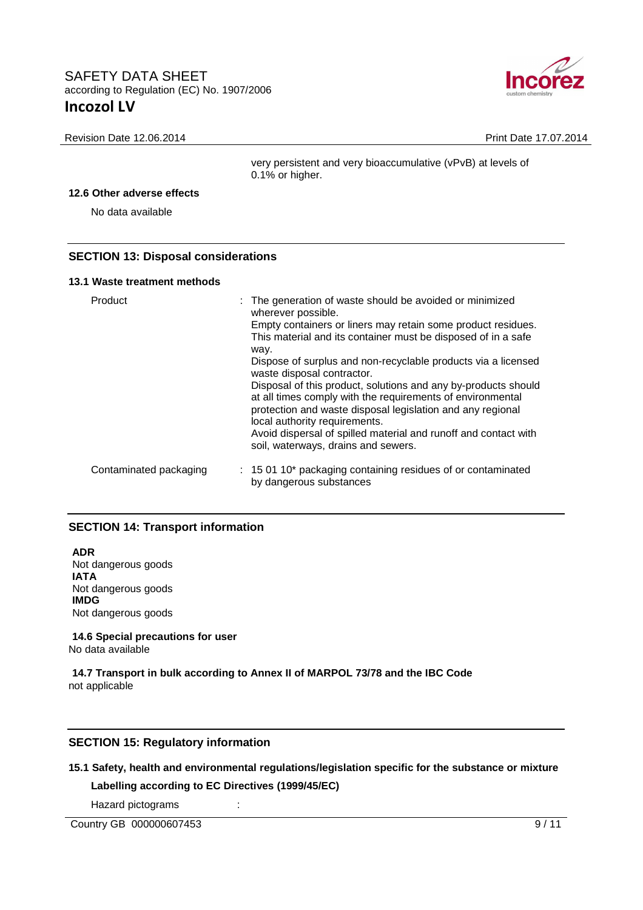very persistent and very bioaccumulative (vPvB) at levels of 0.1% or higher.

### 12.6 Other adverse effects

No data available

## SECTION 13: Disposal considerations

### 13.1 Waste treatment methods

| | |
|---|---|
| Product | : The generation of waste should be avoided or minimized wherever possible.<br>Empty containers or liners may retain some product residues.<br>This material and its container must be disposed of in a safe way.<br>Dispose of surplus and non-recyclable products via a licensed waste disposal contractor.<br>Disposal of this product, solutions and any by-products should at all times comply with the requirements of environmental protection and waste disposal legislation and any regional local authority requirements.<br>Avoid dispersal of spilled material and runoff and contact with soil, waterways, drains and sewers. |
| Contaminated packaging | : 15 01 10* packaging containing residues of or contaminated by dangerous substances |

## SECTION 14: Transport information

**ADR**
Not dangerous goods
**IATA**
Not dangerous goods
**IMDG**
Not dangerous goods

**14.6 Special precautions for user**
No data available

**14.7 Transport in bulk according to Annex II of MARPOL 73/78 and the IBC Code**
not applicable

## SECTION 15: Regulatory information

### 15.1 Safety, health and environmental regulations/legislation specific for the substance or mixture

**Labelling according to EC Directives (1999/45/EC)**

Hazard pictograms :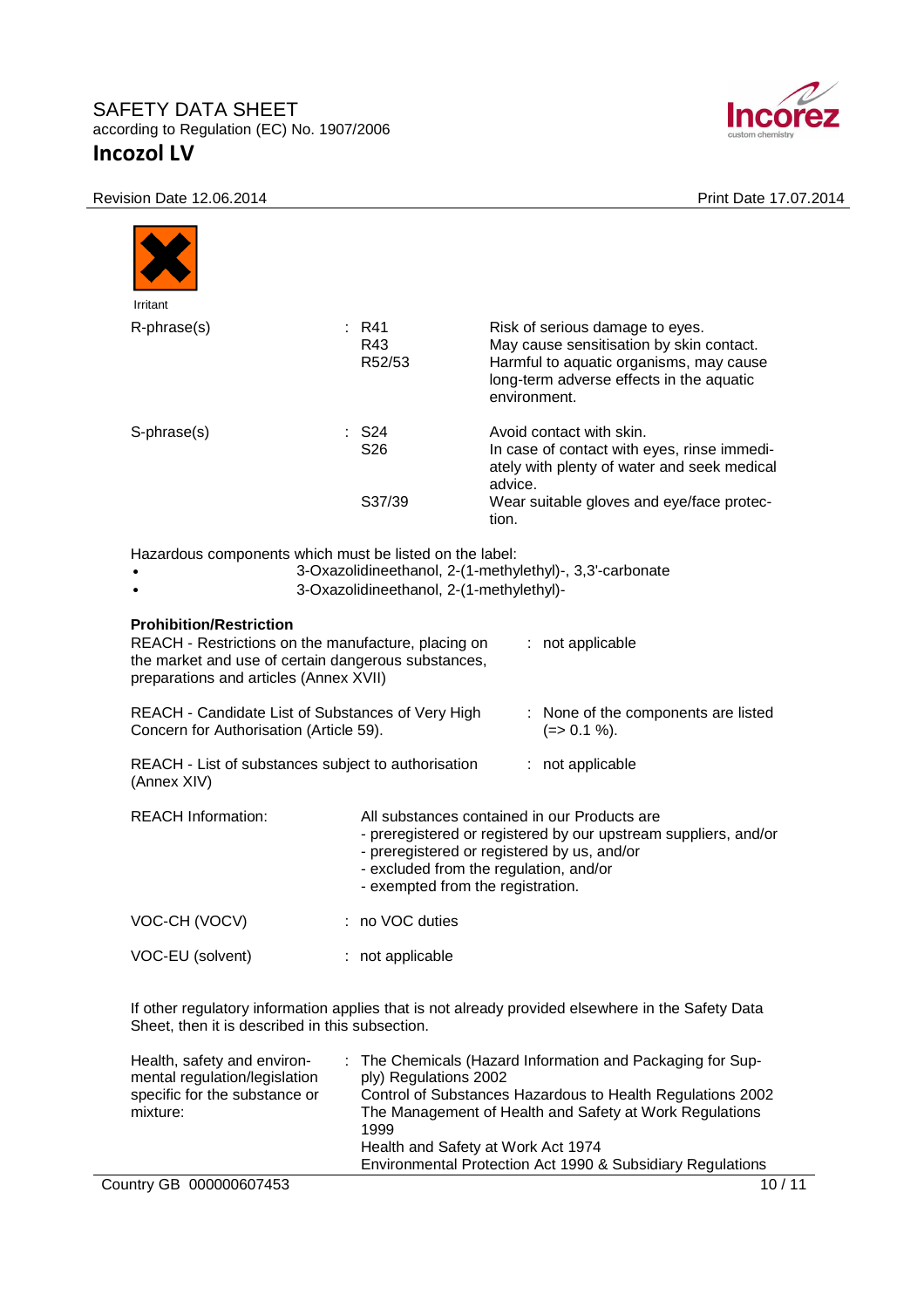Irritant

| | | |
|---|---|---|
| R-phrase(s) | : R41<br>R43<br>R52/53 | Risk of serious damage to eyes.<br>May cause sensitisation by skin contact.<br>Harmful to aquatic organisms, may cause long-term adverse effects in the aquatic environment. |
| S-phrase(s) | : S24<br>S26<br><br>S37/39 | Avoid contact with skin.<br>In case of contact with eyes, rinse immediately with plenty of water and seek medical advice.<br>Wear suitable gloves and eye/face protection. |

Hazardous components which must be listed on the label:

- 3-Oxazolidineethanol, 2-(1-methylethyl)-, 3,3'-carbonate
- 3-Oxazolidineethanol, 2-(1-methylethyl)-

**Prohibition/Restriction**

| | |
|---|---|
| REACH - Restrictions on the manufacture, placing on the market and use of certain dangerous substances, preparations and articles (Annex XVII) | : not applicable |
| REACH - Candidate List of Substances of Very High Concern for Authorisation (Article 59). | : None of the components are listed (=> 0.1 %). |
| REACH - List of substances subject to authorisation (Annex XIV) | : not applicable |

REACH Information: All substances contained in our Products are
- preregistered or registered by our upstream suppliers, and/or
- preregistered or registered by us, and/or
- excluded from the regulation, and/or
- exempted from the registration.

| | |
|---|---|
| VOC-CH (VOCV) | : no VOC duties |
| VOC-EU (solvent) | : not applicable |

If other regulatory information applies that is not already provided elsewhere in the Safety Data Sheet, then it is described in this subsection.

| | |
|---|---|
| Health, safety and environmental regulation/legislation specific for the substance or mixture: | : The Chemicals (Hazard Information and Packaging for Supply) Regulations 2002<br>Control of Substances Hazardous to Health Regulations 2002<br>The Management of Health and Safety at Work Regulations 1999<br>Health and Safety at Work Act 1974<br>Environmental Protection Act 1990 & Subsidiary Regulations |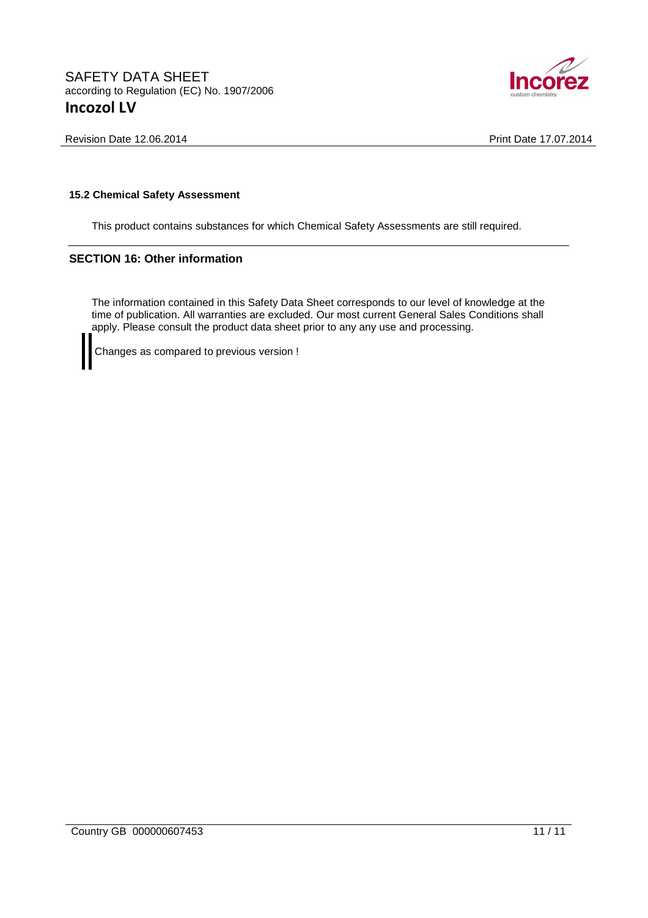### 15.2 Chemical Safety Assessment

This product contains substances for which Chemical Safety Assessments are still required.

## SECTION 16: Other information

The information contained in this Safety Data Sheet corresponds to our level of knowledge at the time of publication. All warranties are excluded. Our most current General Sales Conditions shall apply. Please consult the product data sheet prior to any any use and processing.

Changes as compared to previous version !